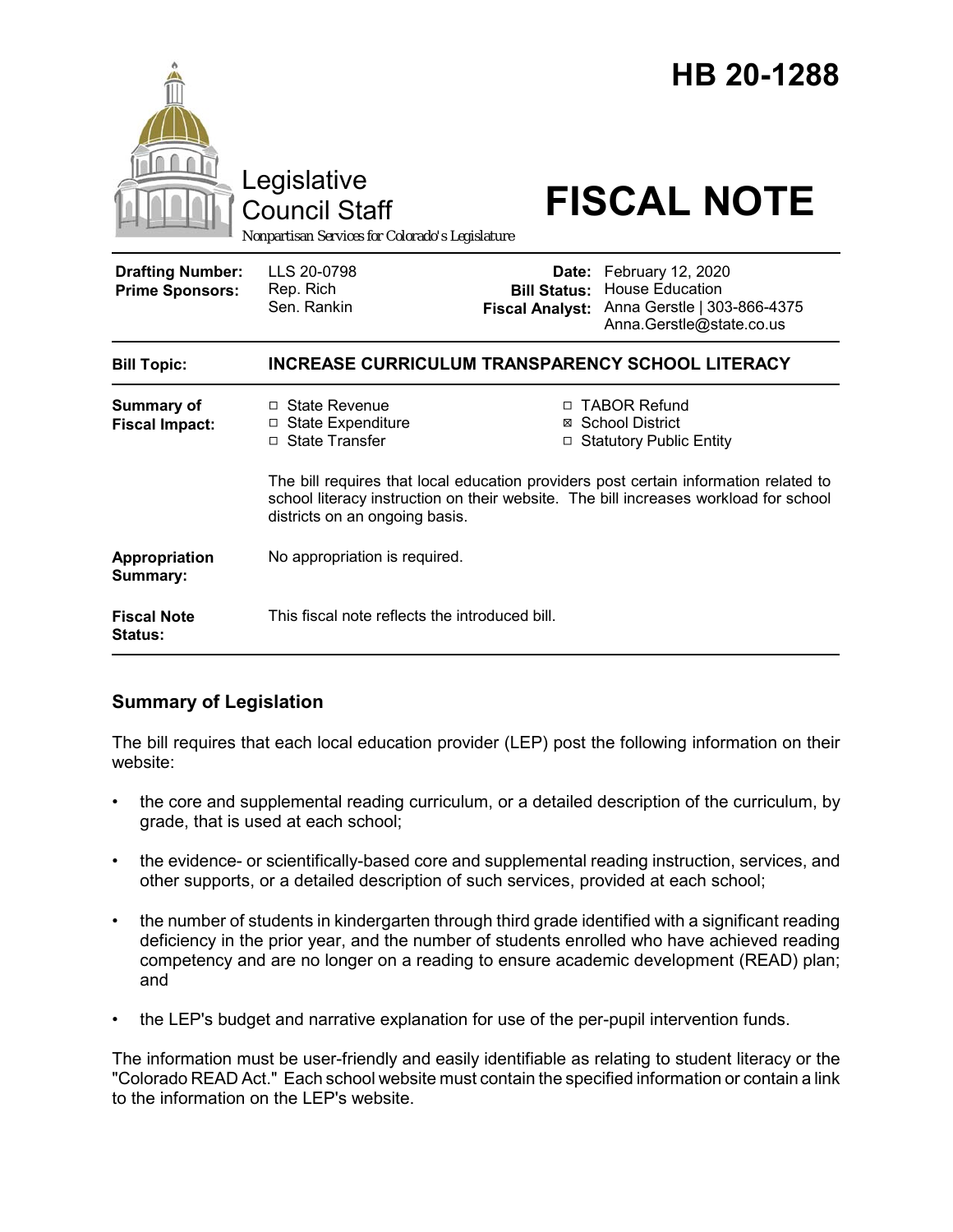# HB 20-1288

Legislative Council Staff

*Nonpartisan Services for Colorado's Legislature*

# FISCAL NOTE

| | | | |
|---|---|---|---|
| **Drafting Number:** | LLS 20-0798 | **Date:** | February 12, 2020 |
| **Prime Sponsors:** | Rep. Rich<br>Sen. Rankin | **Bill Status:** | House Education |
| | | **Fiscal Analyst:** | Anna Gerstle \| 303-866-4375<br>Anna.Gerstle@state.co.us |

| | |
|---|---|
| **Bill Topic:** | **INCREASE CURRICULUM TRANSPARENCY SCHOOL LITERACY** |
| **Summary of Fiscal Impact:** | ☐ State Revenue<br>☐ State Expenditure<br>☐ State Transfer<br>☐ TABOR Refund<br>☒ School District<br>☐ Statutory Public Entity<br><br>The bill requires that local education providers post certain information related to school literacy instruction on their website. The bill increases workload for school districts on an ongoing basis. |
| **Appropriation Summary:** | No appropriation is required. |
| **Fiscal Note Status:** | This fiscal note reflects the introduced bill. |

## Summary of Legislation

The bill requires that each local education provider (LEP) post the following information on their website:

- the core and supplemental reading curriculum, or a detailed description of the curriculum, by grade, that is used at each school;
- the evidence- or scientifically-based core and supplemental reading instruction, services, and other supports, or a detailed description of such services, provided at each school;
- the number of students in kindergarten through third grade identified with a significant reading deficiency in the prior year, and the number of students enrolled who have achieved reading competency and are no longer on a reading to ensure academic development (READ) plan; and
- the LEP's budget and narrative explanation for use of the per-pupil intervention funds.

The information must be user-friendly and easily identifiable as relating to student literacy or the "Colorado READ Act." Each school website must contain the specified information or contain a link to the information on the LEP's website.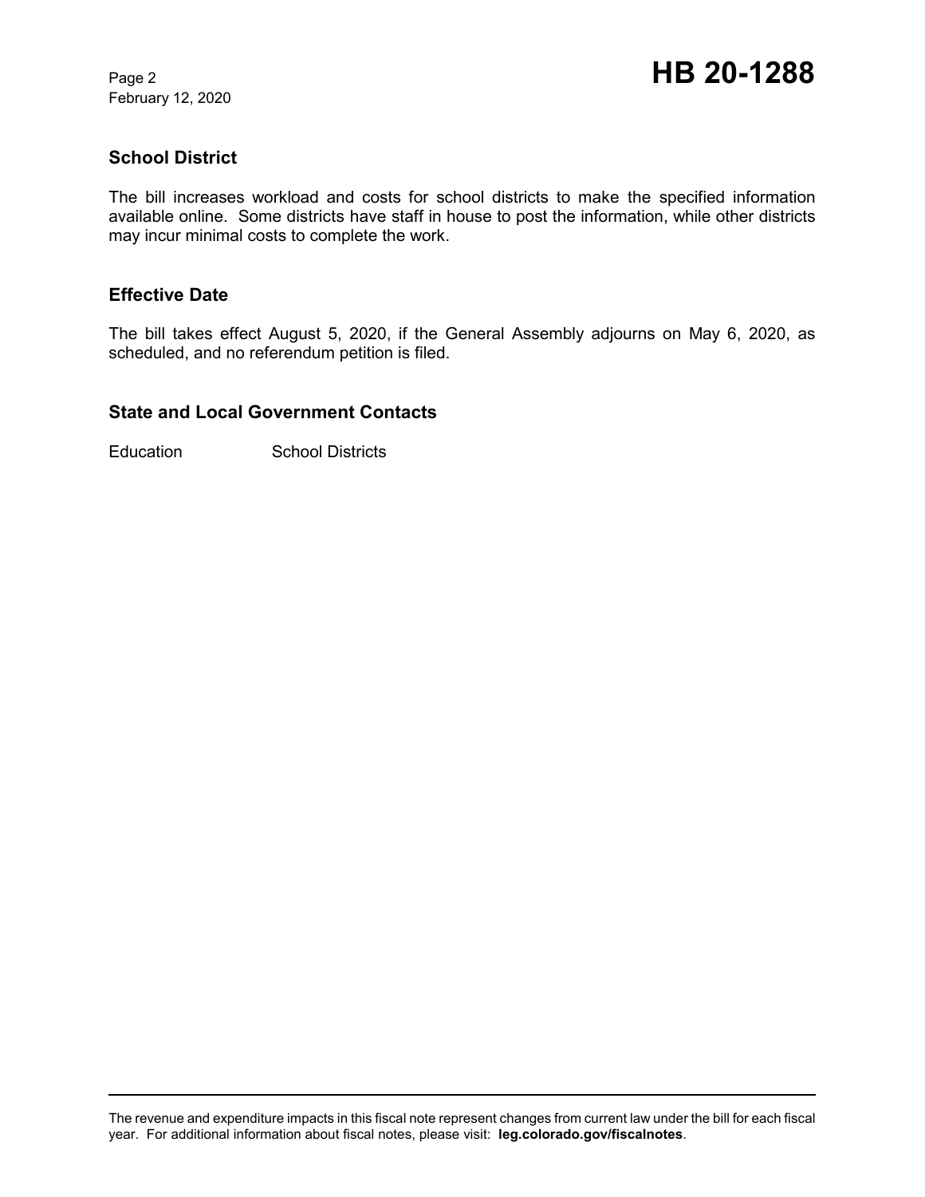## School District

The bill increases workload and costs for school districts to make the specified information available online. Some districts have staff in house to post the information, while other districts may incur minimal costs to complete the work.

## Effective Date

The bill takes effect August 5, 2020, if the General Assembly adjourns on May 6, 2020, as scheduled, and no referendum petition is filed.

## State and Local Government Contacts

Education School Districts

The revenue and expenditure impacts in this fiscal note represent changes from current law under the bill for each fiscal year. For additional information about fiscal notes, please visit: **leg.colorado.gov/fiscalnotes**.